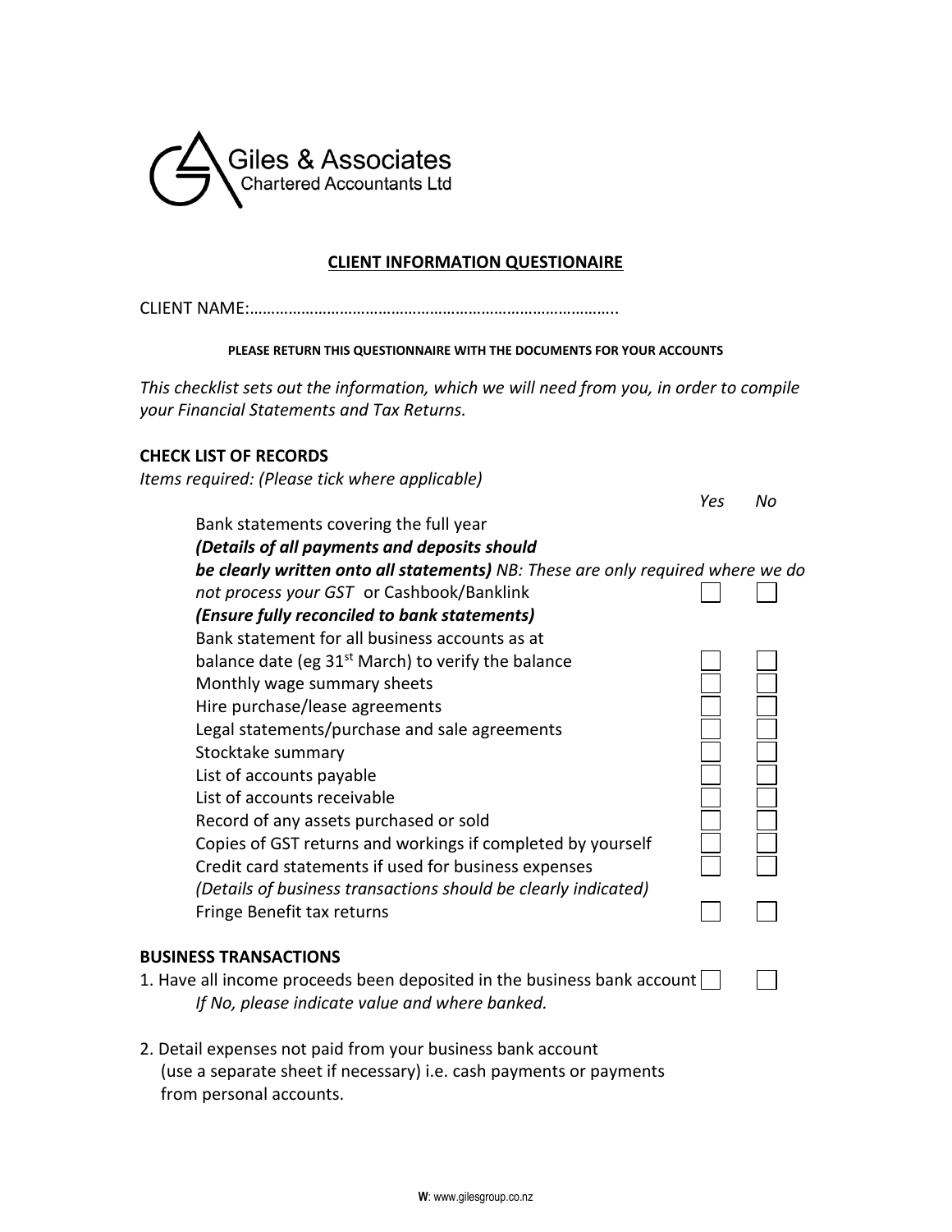Giles & Associates
Chartered Accountants Ltd

## CLIENT INFORMATION QUESTIONAIRE

CLIENT NAME:………………………………………………………………………….

**PLEASE RETURN THIS QUESTIONNAIRE WITH THE DOCUMENTS FOR YOUR ACCOUNTS**

*This checklist sets out the information, which we will need from you, in order to compile your Financial Statements and Tax Returns.*

### CHECK LIST OF RECORDS

*Items required: (Please tick where applicable)*

| Item | *Yes* | *No* |
|---|---|---|
| Bank statements covering the full year ***(Details of all payments and deposits should be clearly written onto all statements)*** *NB: These are only required where we do not process your GST* or Cashbook/Banklink ***(Ensure fully reconciled to bank statements)*** | ☐ | ☐ |
| Bank statement for all business accounts as at balance date (eg 31st March) to verify the balance | ☐ | ☐ |
| Monthly wage summary sheets | ☐ | ☐ |
| Hire purchase/lease agreements | ☐ | ☐ |
| Legal statements/purchase and sale agreements | ☐ | ☐ |
| Stocktake summary | ☐ | ☐ |
| List of accounts payable | ☐ | ☐ |
| List of accounts receivable | ☐ | ☐ |
| Record of any assets purchased or sold | ☐ | ☐ |
| Copies of GST returns and workings if completed by yourself | ☐ | ☐ |
| Credit card statements if used for business expenses *(Details of business transactions should be clearly indicated)* | ☐ | ☐ |
| Fringe Benefit tax returns | ☐ | ☐ |

### BUSINESS TRANSACTIONS

1. Have all income proceeds been deposited in the business bank account ☐ ☐
   *If No, please indicate value and where banked.*

2. Detail expenses not paid from your business bank account (use a separate sheet if necessary) i.e. cash payments or payments from personal accounts.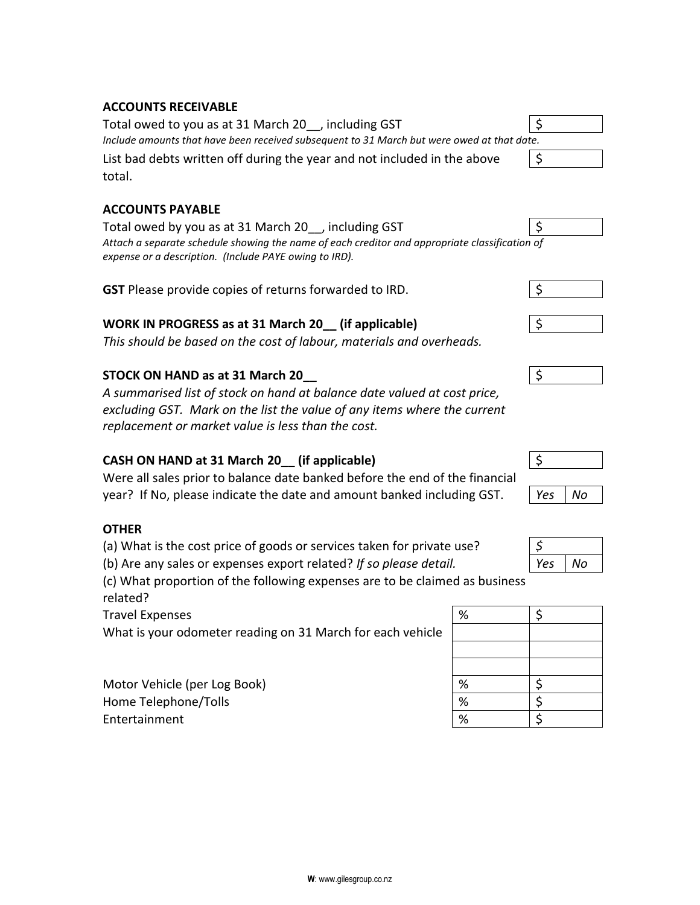**ACCOUNTS RECEIVABLE**

Total owed to you as at 31 March 20__, including GST | $

*Include amounts that have been received subsequent to 31 March but were owed at that date.*

List bad debts written off during the year and not included in the above total. | $

**ACCOUNTS PAYABLE**

Total owed by you as at 31 March 20__, including GST | $

*Attach a separate schedule showing the name of each creditor and appropriate classification of expense or a description. (Include PAYE owing to IRD).*

**GST** Please provide copies of returns forwarded to IRD. | $

**WORK IN PROGRESS as at 31 March 20__ (if applicable)** | $

*This should be based on the cost of labour, materials and overheads.*

**STOCK ON HAND as at 31 March 20__** | $

*A summarised list of stock on hand at balance date valued at cost price, excluding GST. Mark on the list the value of any items where the current replacement or market value is less than the cost.*

**CASH ON HAND at 31 March 20__ (if applicable)** | $

Were all sales prior to balance date banked before the end of the financial year? If No, please indicate the date and amount banked including GST. | *Yes* | *No*

**OTHER**

(a) What is the cost price of goods or services taken for private use? | *$*

(b) Are any sales or expenses export related? *If so please detail.* | *Yes* | *No*

(c) What proportion of the following expenses are to be claimed as business related?

| | | |
|---|---|---|
| Travel Expenses | % | $ |
| What is your odometer reading on 31 March for each vehicle | | |
| | | |
| | | |
| Motor Vehicle (per Log Book) | % | $ |
| Home Telephone/Tolls | % | $ |
| Entertainment | % | $ |

**W**: www.gilesgroup.co.nz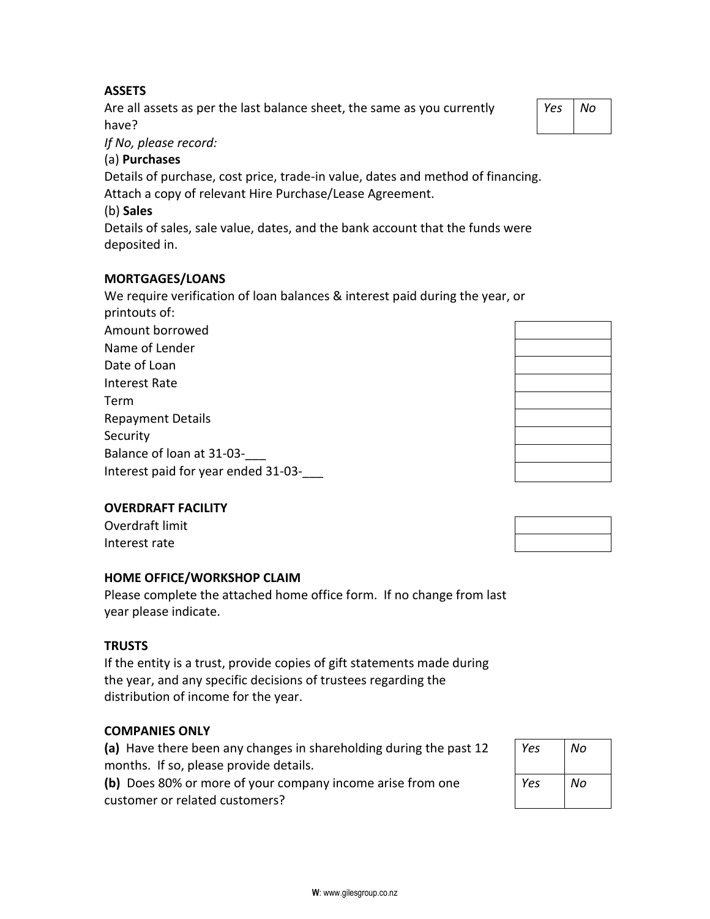**ASSETS**

Are all assets as per the last balance sheet, the same as you currently have?

| *Yes* | *No* |
|---|---|

*If No, please record:*

(a) **Purchases**

Details of purchase, cost price, trade-in value, dates and method of financing. Attach a copy of relevant Hire Purchase/Lease Agreement.

(b) **Sales**

Details of sales, sale value, dates, and the bank account that the funds were deposited in.

**MORTGAGES/LOANS**

We require verification of loan balances & interest paid during the year, or printouts of:

| | |
|---|---|
| Amount borrowed | |
| Name of Lender | |
| Date of Loan | |
| Interest Rate | |
| Term | |
| Repayment Details | |
| Security | |
| Balance of loan at 31-03-___ | |
| Interest paid for year ended 31-03-___ | |

**OVERDRAFT FACILITY**

| | |
|---|---|
| Overdraft limit | |
| Interest rate | |

**HOME OFFICE/WORKSHOP CLAIM**

Please complete the attached home office form. If no change from last year please indicate.

**TRUSTS**

If the entity is a trust, provide copies of gift statements made during the year, and any specific decisions of trustees regarding the distribution of income for the year.

**COMPANIES ONLY**

| | | |
|---|---|---|
| **(a)** Have there been any changes in shareholding during the past 12 months. If so, please provide details. | *Yes* | *No* |
| **(b)** Does 80% or more of your company income arise from one customer or related customers? | *Yes* | *No* |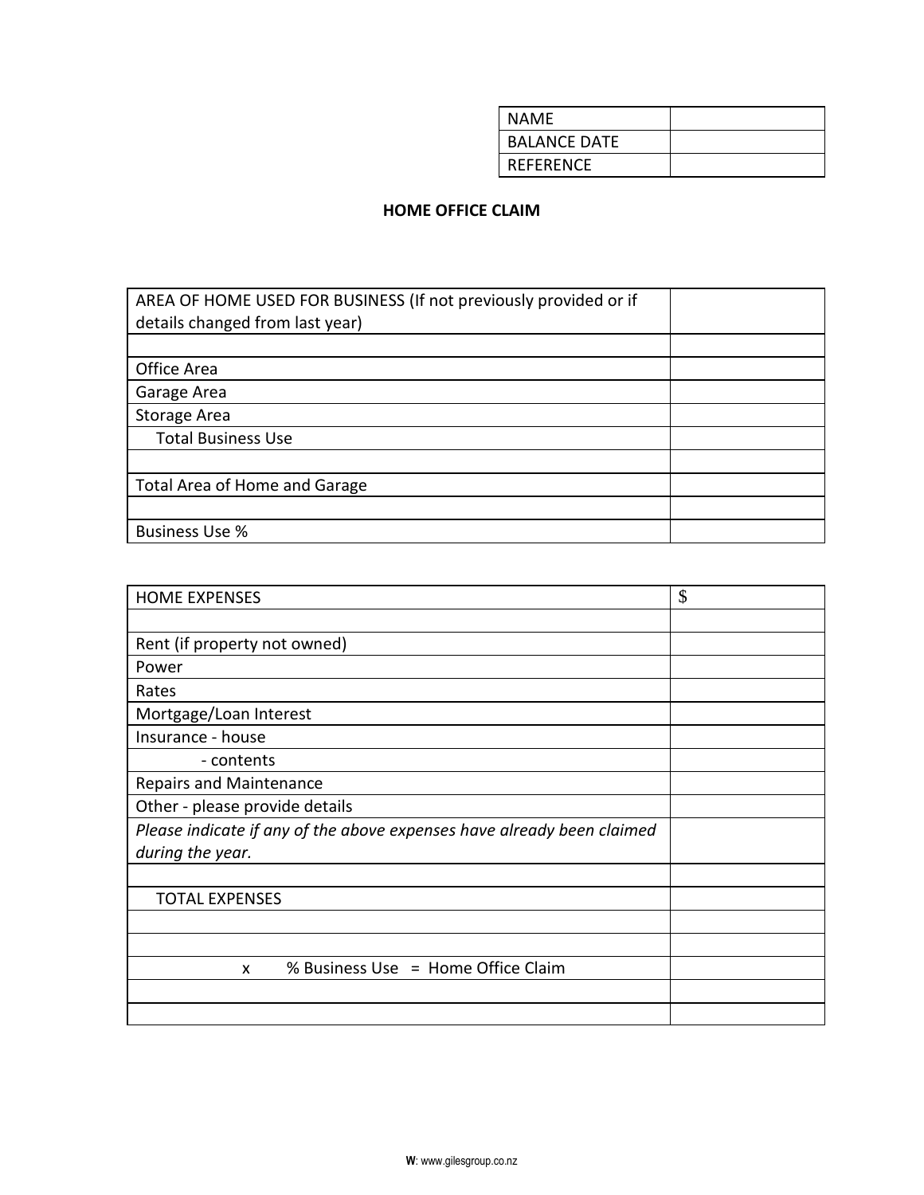| NAME | |
|---|---|
| BALANCE DATE | |
| REFERENCE | |

**HOME OFFICE CLAIM**

| AREA OF HOME USED FOR BUSINESS (If not previously provided or if details changed from last year) | |
|---|---|
| | |
| Office Area | |
| Garage Area | |
| Storage Area | |
| Total Business Use | |
| | |
| Total Area of Home and Garage | |
| | |
| Business Use % | |

| HOME EXPENSES | $ |
|---|---|
| | |
| Rent (if property not owned) | |
| Power | |
| Rates | |
| Mortgage/Loan Interest | |
| Insurance - house | |
| - contents | |
| Repairs and Maintenance | |
| Other - please provide details | |
| *Please indicate if any of the above expenses have already been claimed during the year.* | |
| | |
| TOTAL EXPENSES | |
| | |
| | |
| x % Business Use = Home Office Claim | |
| | |
| | |

**W**: www.gilesgroup.co.nz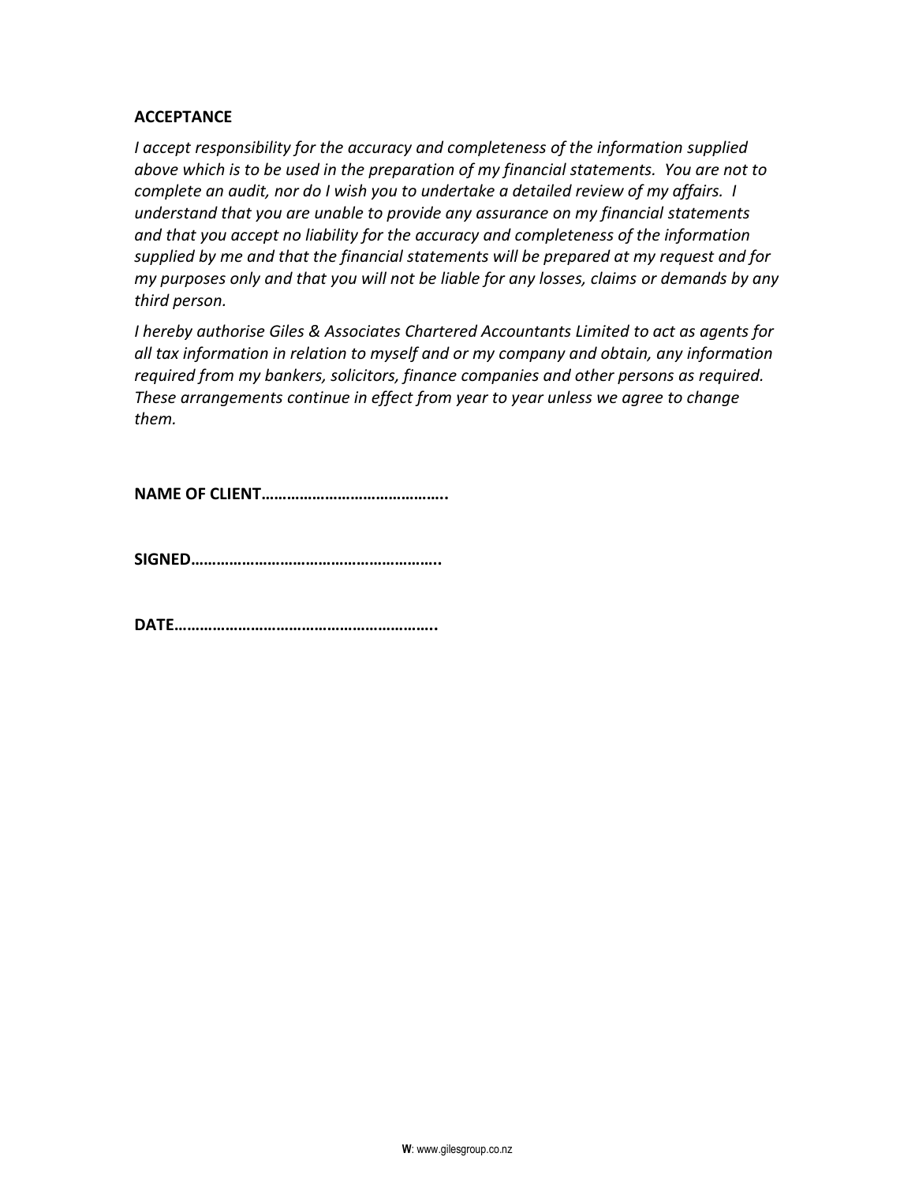**ACCEPTANCE**

*I accept responsibility for the accuracy and completeness of the information supplied above which is to be used in the preparation of my financial statements. You are not to complete an audit, nor do I wish you to undertake a detailed review of my affairs. I understand that you are unable to provide any assurance on my financial statements and that you accept no liability for the accuracy and completeness of the information supplied by me and that the financial statements will be prepared at my request and for my purposes only and that you will not be liable for any losses, claims or demands by any third person.*

*I hereby authorise Giles & Associates Chartered Accountants Limited to act as agents for all tax information in relation to myself and or my company and obtain, any information required from my bankers, solicitors, finance companies and other persons as required. These arrangements continue in effect from year to year unless we agree to change them.*

**NAME OF CLIENT……………………………………..**

**SIGNED…………………………………………………..**

**DATE……………………………………………………..**

**W**: www.gilesgroup.co.nz